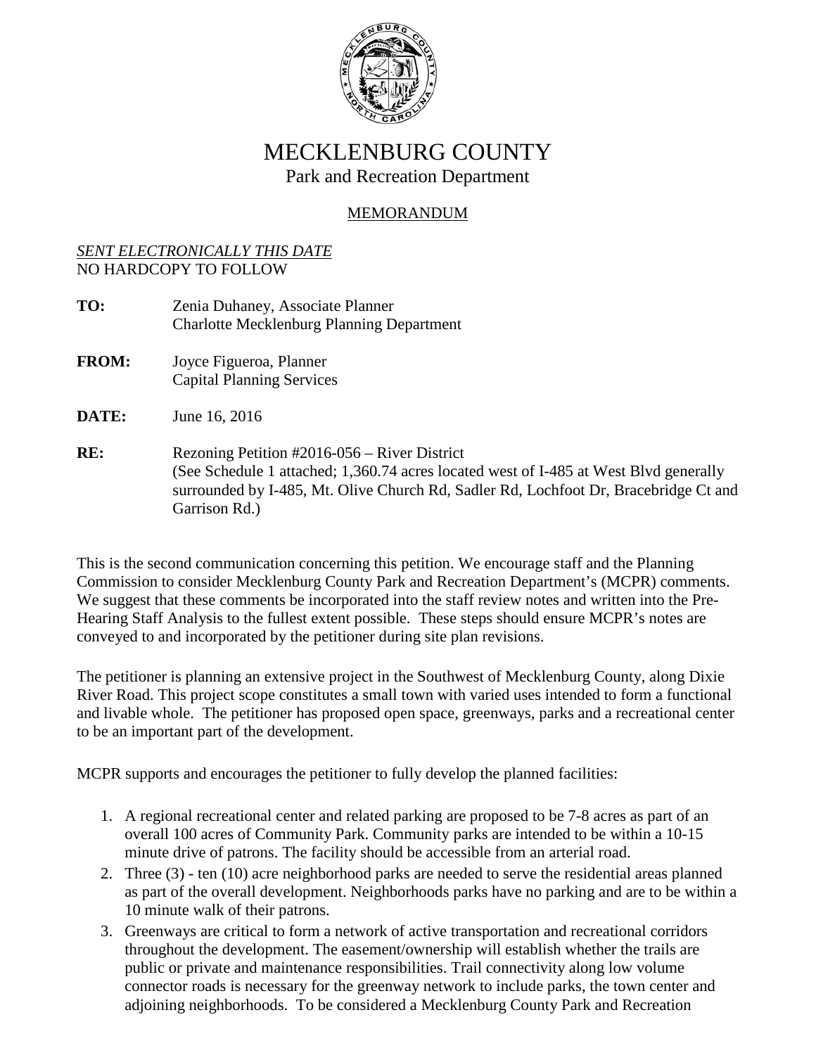# MECKLENBURG COUNTY

Park and Recreation Department

## MEMORANDUM

*SENT ELECTRONICALLY THIS DATE*
NO HARDCOPY TO FOLLOW

**TO:** Zenia Duhaney, Associate Planner
Charlotte Mecklenburg Planning Department

**FROM:** Joyce Figueroa, Planner
Capital Planning Services

**DATE:** June 16, 2016

**RE:** Rezoning Petition #2016-056 – River District
(See Schedule 1 attached; 1,360.74 acres located west of I-485 at West Blvd generally surrounded by I-485, Mt. Olive Church Rd, Sadler Rd, Lochfoot Dr, Bracebridge Ct and Garrison Rd.)

This is the second communication concerning this petition. We encourage staff and the Planning Commission to consider Mecklenburg County Park and Recreation Department's (MCPR) comments. We suggest that these comments be incorporated into the staff review notes and written into the Pre-Hearing Staff Analysis to the fullest extent possible. These steps should ensure MCPR's notes are conveyed to and incorporated by the petitioner during site plan revisions.

The petitioner is planning an extensive project in the Southwest of Mecklenburg County, along Dixie River Road. This project scope constitutes a small town with varied uses intended to form a functional and livable whole. The petitioner has proposed open space, greenways, parks and a recreational center to be an important part of the development.

MCPR supports and encourages the petitioner to fully develop the planned facilities:

1. A regional recreational center and related parking are proposed to be 7-8 acres as part of an overall 100 acres of Community Park. Community parks are intended to be within a 10-15 minute drive of patrons. The facility should be accessible from an arterial road.
2. Three (3) - ten (10) acre neighborhood parks are needed to serve the residential areas planned as part of the overall development. Neighborhoods parks have no parking and are to be within a 10 minute walk of their patrons.
3. Greenways are critical to form a network of active transportation and recreational corridors throughout the development. The easement/ownership will establish whether the trails are public or private and maintenance responsibilities. Trail connectivity along low volume connector roads is necessary for the greenway network to include parks, the town center and adjoining neighborhoods. To be considered a Mecklenburg County Park and Recreation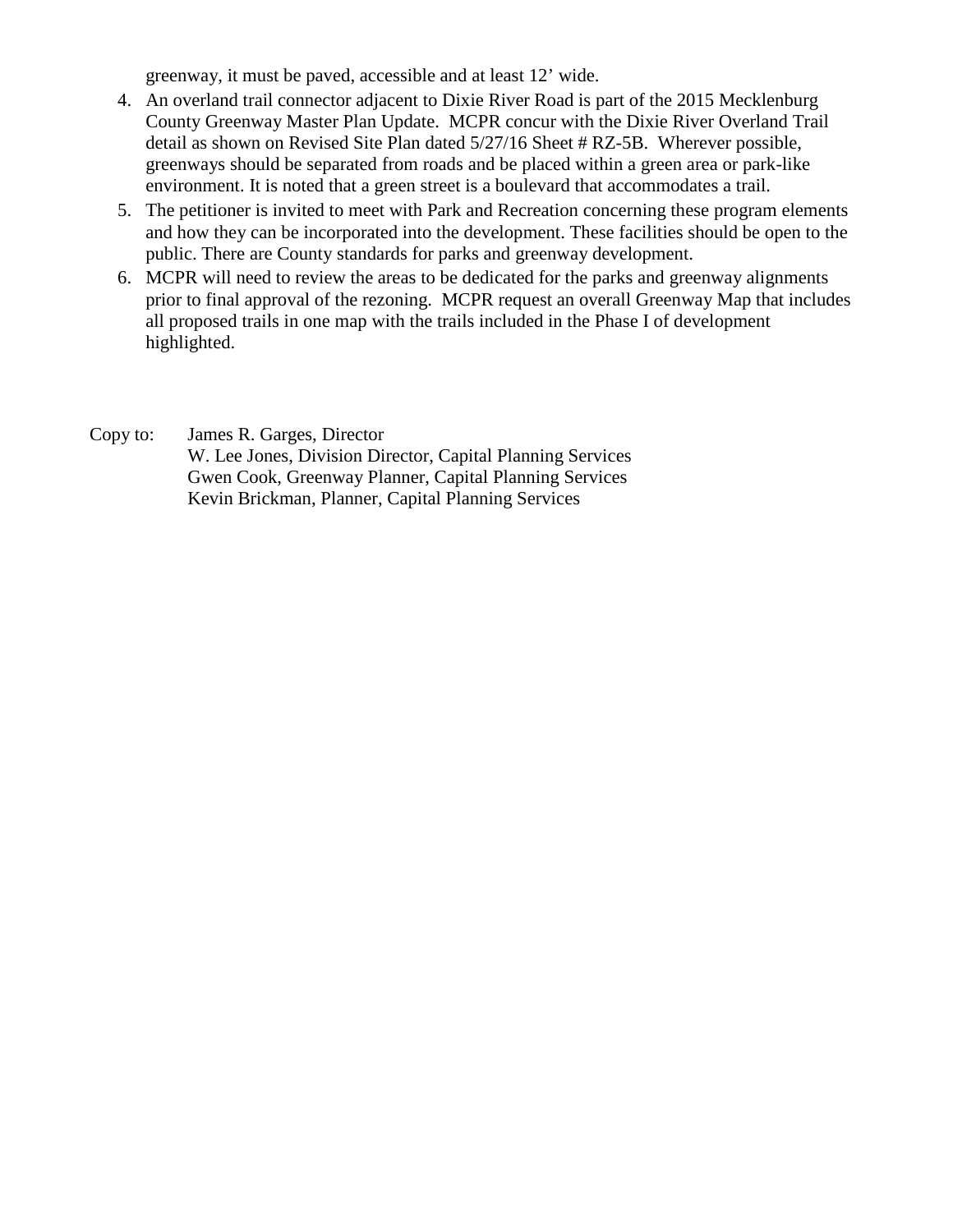greenway, it must be paved, accessible and at least 12' wide.

4. An overland trail connector adjacent to Dixie River Road is part of the 2015 Mecklenburg County Greenway Master Plan Update. MCPR concur with the Dixie River Overland Trail detail as shown on Revised Site Plan dated 5/27/16 Sheet # RZ-5B. Wherever possible, greenways should be separated from roads and be placed within a green area or park-like environment. It is noted that a green street is a boulevard that accommodates a trail.
5. The petitioner is invited to meet with Park and Recreation concerning these program elements and how they can be incorporated into the development. These facilities should be open to the public. There are County standards for parks and greenway development.
6. MCPR will need to review the areas to be dedicated for the parks and greenway alignments prior to final approval of the rezoning. MCPR request an overall Greenway Map that includes all proposed trails in one map with the trails included in the Phase I of development highlighted.

Copy to: James R. Garges, Director
W. Lee Jones, Division Director, Capital Planning Services
Gwen Cook, Greenway Planner, Capital Planning Services
Kevin Brickman, Planner, Capital Planning Services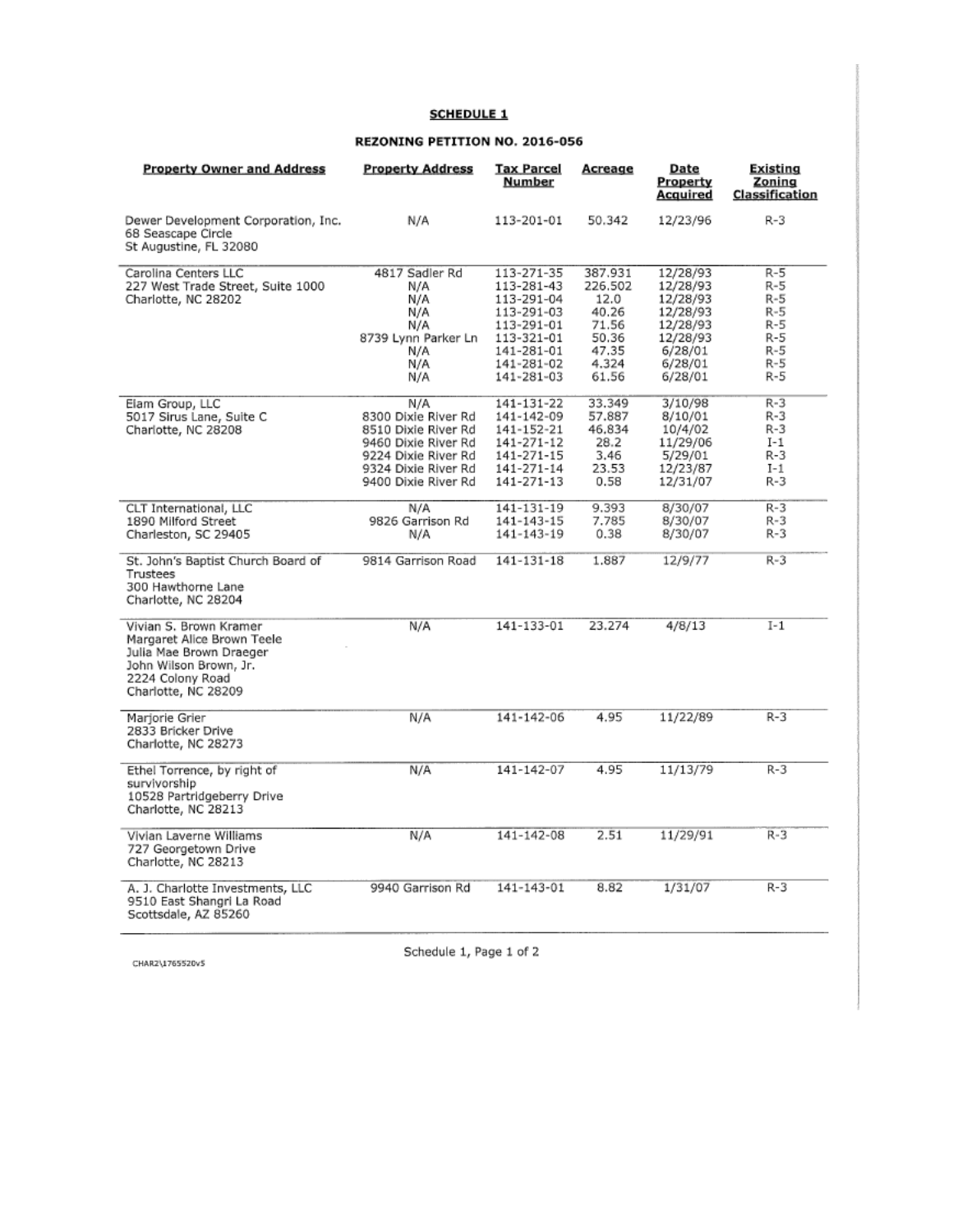# SCHEDULE 1

## REZONING PETITION NO. 2016-056

| Property Owner and Address | Property Address | Tax Parcel Number | Acreage | Date Property Acquired | Existing Zoning Classification |
|---|---|---|---|---|---|
| Dewer Development Corporation, Inc.<br>68 Seascape Circle<br>St Augustine, FL 32080 | N/A | 113-201-01 | 50.342 | 12/23/96 | R-3 |
| Carolina Centers LLC<br>227 West Trade Street, Suite 1000<br>Charlotte, NC 28202 | 4817 Sadler Rd<br>N/A<br>N/A<br>N/A<br>N/A<br>8739 Lynn Parker Ln<br>N/A<br>N/A<br>N/A | 113-271-35<br>113-281-43<br>113-291-04<br>113-291-03<br>113-291-01<br>113-321-01<br>141-281-01<br>141-281-02<br>141-281-03 | 387.931<br>226.502<br>12.0<br>40.26<br>71.56<br>50.36<br>47.35<br>4.324<br>61.56 | 12/28/93<br>12/28/93<br>12/28/93<br>12/28/93<br>12/28/93<br>12/28/93<br>6/28/01<br>6/28/01<br>6/28/01 | R-5<br>R-5<br>R-5<br>R-5<br>R-5<br>R-5<br>R-5<br>R-5<br>R-5 |
| Elam Group, LLC<br>5017 Sirus Lane, Suite C<br>Charlotte, NC 28208 | N/A<br>8300 Dixie River Rd<br>8510 Dixie River Rd<br>9460 Dixie River Rd<br>9224 Dixie River Rd<br>9324 Dixie River Rd<br>9400 Dixie River Rd | 141-131-22<br>141-142-09<br>141-152-21<br>141-271-12<br>141-271-15<br>141-271-14<br>141-271-13 | 33.349<br>57.887<br>46.834<br>28.2<br>3.46<br>23.53<br>0.58 | 3/10/98<br>8/10/01<br>10/4/02<br>11/29/06<br>5/29/01<br>12/23/87<br>12/31/07 | R-3<br>R-3<br>R-3<br>I-1<br>R-3<br>I-1<br>R-3 |
| CLT International, LLC<br>1890 Milford Street<br>Charleston, SC 29405 | N/A<br>9826 Garrison Rd<br>N/A | 141-131-19<br>141-143-15<br>141-143-19 | 9.393<br>7.785<br>0.38 | 8/30/07<br>8/30/07<br>8/30/07 | R-3<br>R-3<br>R-3 |
| St. John's Baptist Church Board of Trustees<br>300 Hawthorne Lane<br>Charlotte, NC 28204 | 9814 Garrison Road | 141-131-18 | 1.887 | 12/9/77 | R-3 |
| Vivian S. Brown Kramer<br>Margaret Alice Brown Teele<br>Julia Mae Brown Draeger<br>John Wilson Brown, Jr.<br>2224 Colony Road<br>Charlotte, NC 28209 | N/A | 141-133-01 | 23.274 | 4/8/13 | I-1 |
| Marjorie Grier<br>2833 Bricker Drive<br>Charlotte, NC 28273 | N/A | 141-142-06 | 4.95 | 11/22/89 | R-3 |
| Ethel Torrence, by right of survivorship<br>10528 Partridgeberry Drive<br>Charlotte, NC 28213 | N/A | 141-142-07 | 4.95 | 11/13/79 | R-3 |
| Vivian Laverne Williams<br>727 Georgetown Drive<br>Charlotte, NC 28213 | N/A | 141-142-08 | 2.51 | 11/29/91 | R-3 |
| A. J. Charlotte Investments, LLC<br>9510 East Shangri La Road<br>Scottsdale, AZ 85260 | 9940 Garrison Rd | 141-143-01 | 8.82 | 1/31/07 | R-3 |

CHAR2\1765520v5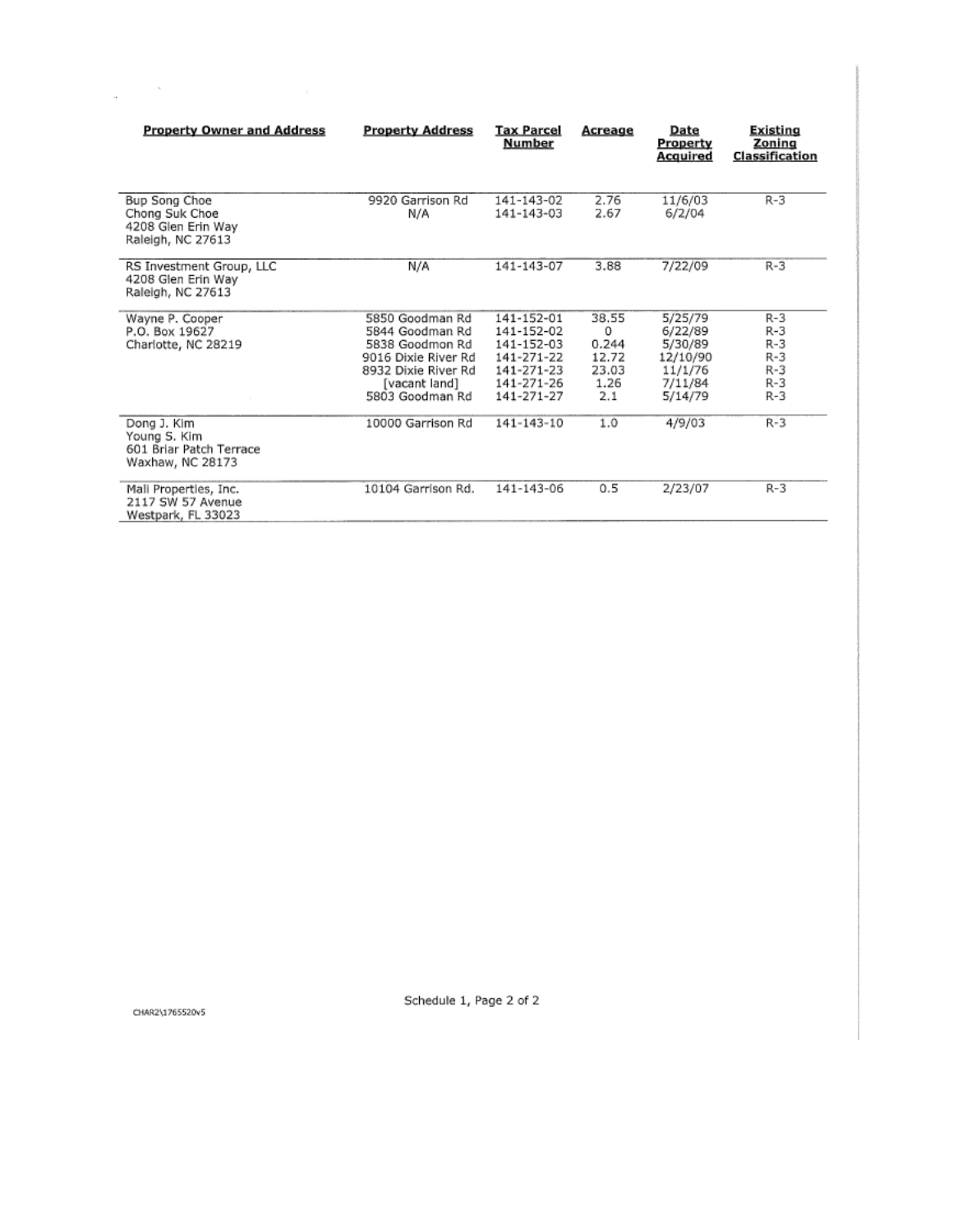| Property Owner and Address | Property Address | Tax Parcel Number | Acreage | Date Property Acquired | Existing Zoning Classification |
|---|---|---|---|---|---|
| Bup Song Choe<br>Chong Suk Choe<br>4208 Glen Erin Way<br>Raleigh, NC 27613 | 9920 Garrison Rd<br>N/A | 141-143-02<br>141-143-03 | 2.76<br>2.67 | 11/6/03<br>6/2/04 | R-3 |
| RS Investment Group, LLC<br>4208 Glen Erin Way<br>Raleigh, NC 27613 | N/A | 141-143-07 | 3.88 | 7/22/09 | R-3 |
| Wayne P. Cooper<br>P.O. Box 19627<br>Charlotte, NC 28219 | 5850 Goodman Rd<br>5844 Goodman Rd<br>5838 Goodmon Rd<br>9016 Dixie River Rd<br>8932 Dixie River Rd<br>[vacant land]<br>5803 Goodman Rd | 141-152-01<br>141-152-02<br>141-152-03<br>141-271-22<br>141-271-23<br>141-271-26<br>141-271-27 | 38.55<br>0<br>0.244<br>12.72<br>23.03<br>1.26<br>2.1 | 5/25/79<br>6/22/89<br>5/30/89<br>12/10/90<br>11/1/76<br>7/11/84<br>5/14/79 | R-3<br>R-3<br>R-3<br>R-3<br>R-3<br>R-3<br>R-3 |
| Dong J. Kim<br>Young S. Kim<br>601 Briar Patch Terrace<br>Waxhaw, NC 28173 | 10000 Garrison Rd | 141-143-10 | 1.0 | 4/9/03 | R-3 |
| Mali Properties, Inc.<br>2117 SW 57 Avenue<br>Westpark, FL 33023 | 10104 Garrison Rd. | 141-143-06 | 0.5 | 2/23/07 | R-3 |

CHAR2\1765520v5

Schedule 1, Page 2 of 2